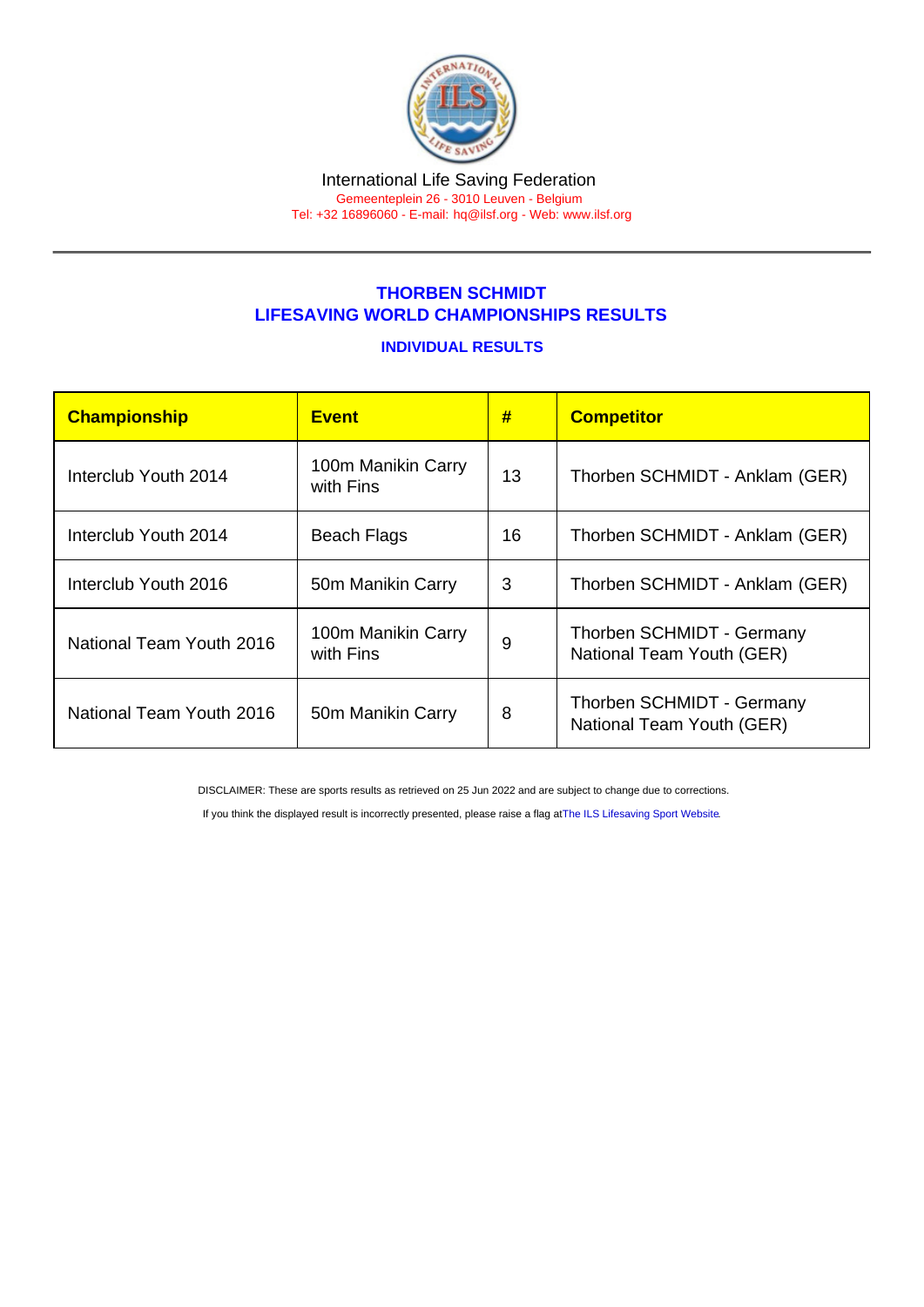International Life Saving Federation
Gemeenteplein 26 - 3010 Leuven - Belgium
Tel: +32 16896060 - E-mail: hq@ilsf.org - Web: www.ilsf.org

## THORBEN SCHMIDT
## LIFESAVING WORLD CHAMPIONSHIPS RESULTS

### INDIVIDUAL RESULTS

| Championship | Event | # | Competitor |
|---|---|---|---|
| Interclub Youth 2014 | 100m Manikin Carry with Fins | 13 | Thorben SCHMIDT - Anklam (GER) |
| Interclub Youth 2014 | Beach Flags | 16 | Thorben SCHMIDT - Anklam (GER) |
| Interclub Youth 2016 | 50m Manikin Carry | 3 | Thorben SCHMIDT - Anklam (GER) |
| National Team Youth 2016 | 100m Manikin Carry with Fins | 9 | Thorben SCHMIDT - Germany National Team Youth (GER) |
| National Team Youth 2016 | 50m Manikin Carry | 8 | Thorben SCHMIDT - Germany National Team Youth (GER) |

DISCLAIMER: These are sports results as retrieved on 25 Jun 2022 and are subject to change due to corrections.

If you think the displayed result is incorrectly presented, please raise a flag at The ILS Lifesaving Sport Website.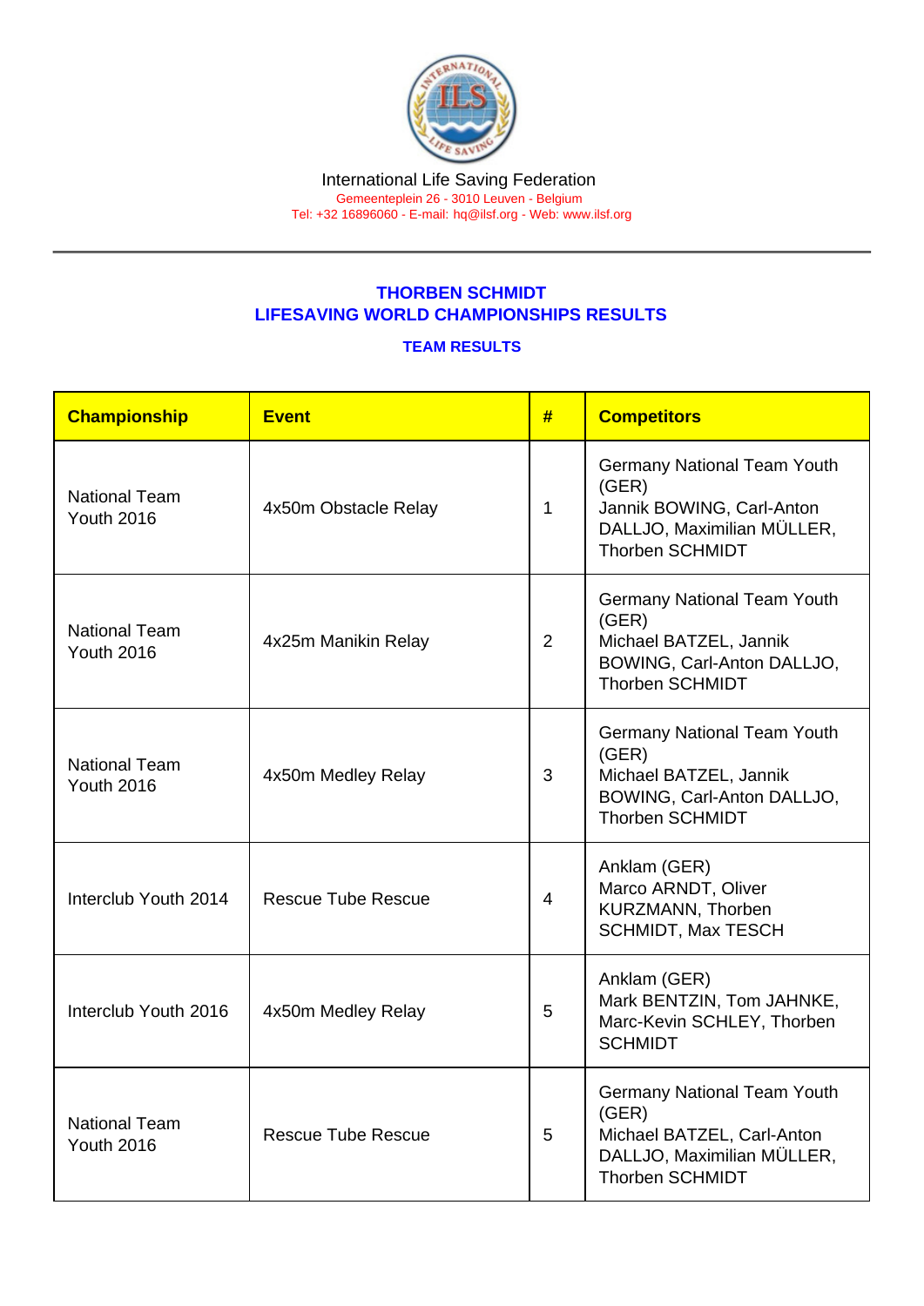International Life Saving Federation

Gemeenteplein 26 - 3010 Leuven - Belgium

Tel: +32 16896060 - E-mail: hq@ilsf.org - Web: www.ilsf.org

## THORBEN SCHMIDT
## LIFESAVING WORLD CHAMPIONSHIPS RESULTS

### TEAM RESULTS

| Championship | Event | # | Competitors |
|---|---|---|---|
| National Team Youth 2016 | 4x50m Obstacle Relay | 1 | Germany National Team Youth (GER) Jannik BOWING, Carl-Anton DALLJO, Maximilian MÜLLER, Thorben SCHMIDT |
| National Team Youth 2016 | 4x25m Manikin Relay | 2 | Germany National Team Youth (GER) Michael BATZEL, Jannik BOWING, Carl-Anton DALLJO, Thorben SCHMIDT |
| National Team Youth 2016 | 4x50m Medley Relay | 3 | Germany National Team Youth (GER) Michael BATZEL, Jannik BOWING, Carl-Anton DALLJO, Thorben SCHMIDT |
| Interclub Youth 2014 | Rescue Tube Rescue | 4 | Anklam (GER) Marco ARNDT, Oliver KURZMANN, Thorben SCHMIDT, Max TESCH |
| Interclub Youth 2016 | 4x50m Medley Relay | 5 | Anklam (GER) Mark BENTZIN, Tom JAHNKE, Marc-Kevin SCHLEY, Thorben SCHMIDT |
| National Team Youth 2016 | Rescue Tube Rescue | 5 | Germany National Team Youth (GER) Michael BATZEL, Carl-Anton DALLJO, Maximilian MÜLLER, Thorben SCHMIDT |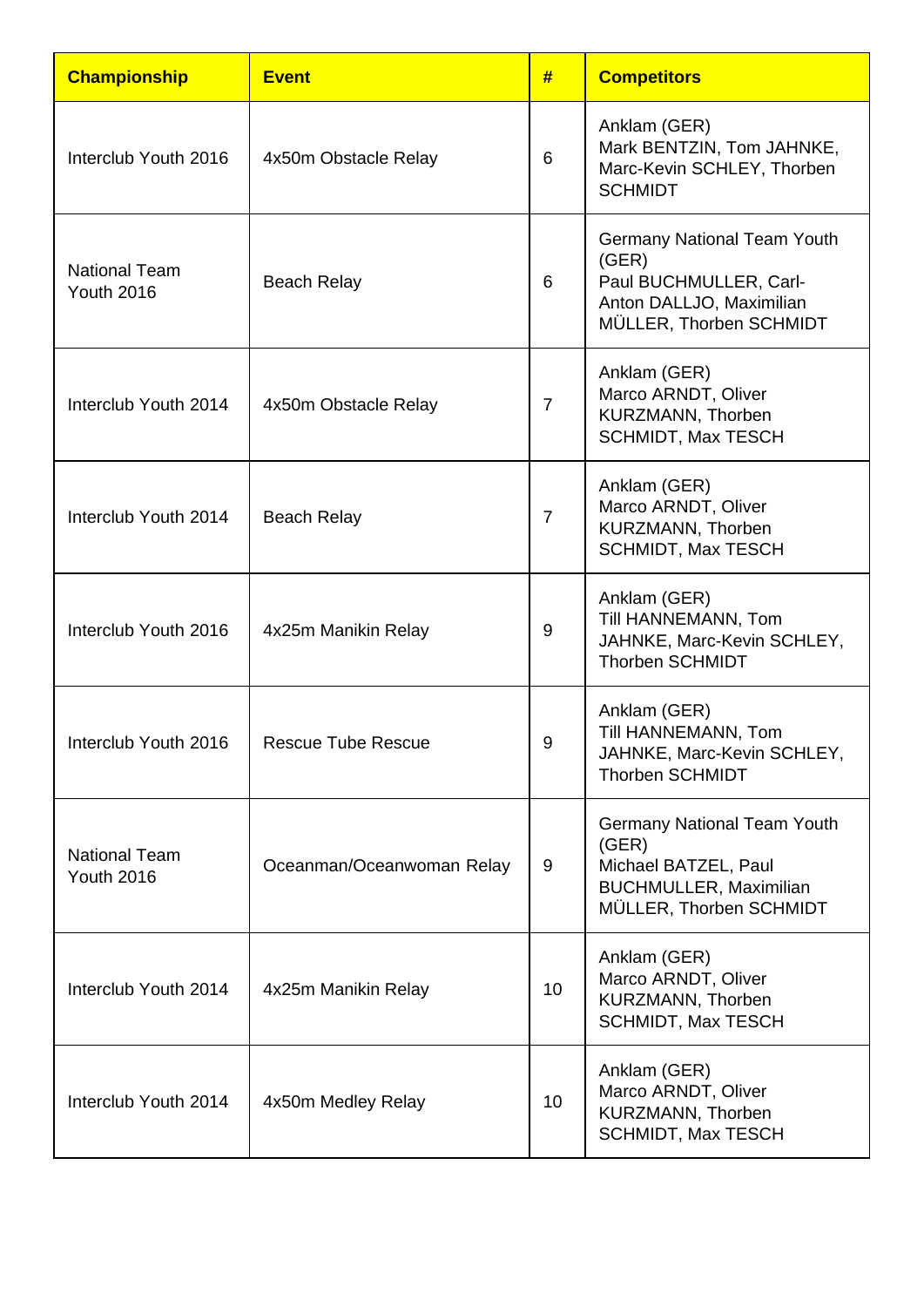| Championship | Event | # | Competitors |
|---|---|---|---|
| Interclub Youth 2016 | 4x50m Obstacle Relay | 6 | Anklam (GER) Mark BENTZIN, Tom JAHNKE, Marc-Kevin SCHLEY, Thorben SCHMIDT |
| National Team Youth 2016 | Beach Relay | 6 | Germany National Team Youth (GER) Paul BUCHMULLER, Carl-Anton DALLJO, Maximilian MÜLLER, Thorben SCHMIDT |
| Interclub Youth 2014 | 4x50m Obstacle Relay | 7 | Anklam (GER) Marco ARNDT, Oliver KURZMANN, Thorben SCHMIDT, Max TESCH |
| Interclub Youth 2014 | Beach Relay | 7 | Anklam (GER) Marco ARNDT, Oliver KURZMANN, Thorben SCHMIDT, Max TESCH |
| Interclub Youth 2016 | 4x25m Manikin Relay | 9 | Anklam (GER) Till HANNEMANN, Tom JAHNKE, Marc-Kevin SCHLEY, Thorben SCHMIDT |
| Interclub Youth 2016 | Rescue Tube Rescue | 9 | Anklam (GER) Till HANNEMANN, Tom JAHNKE, Marc-Kevin SCHLEY, Thorben SCHMIDT |
| National Team Youth 2016 | Oceanman/Oceanwoman Relay | 9 | Germany National Team Youth (GER) Michael BATZEL, Paul BUCHMULLER, Maximilian MÜLLER, Thorben SCHMIDT |
| Interclub Youth 2014 | 4x25m Manikin Relay | 10 | Anklam (GER) Marco ARNDT, Oliver KURZMANN, Thorben SCHMIDT, Max TESCH |
| Interclub Youth 2014 | 4x50m Medley Relay | 10 | Anklam (GER) Marco ARNDT, Oliver KURZMANN, Thorben SCHMIDT, Max TESCH |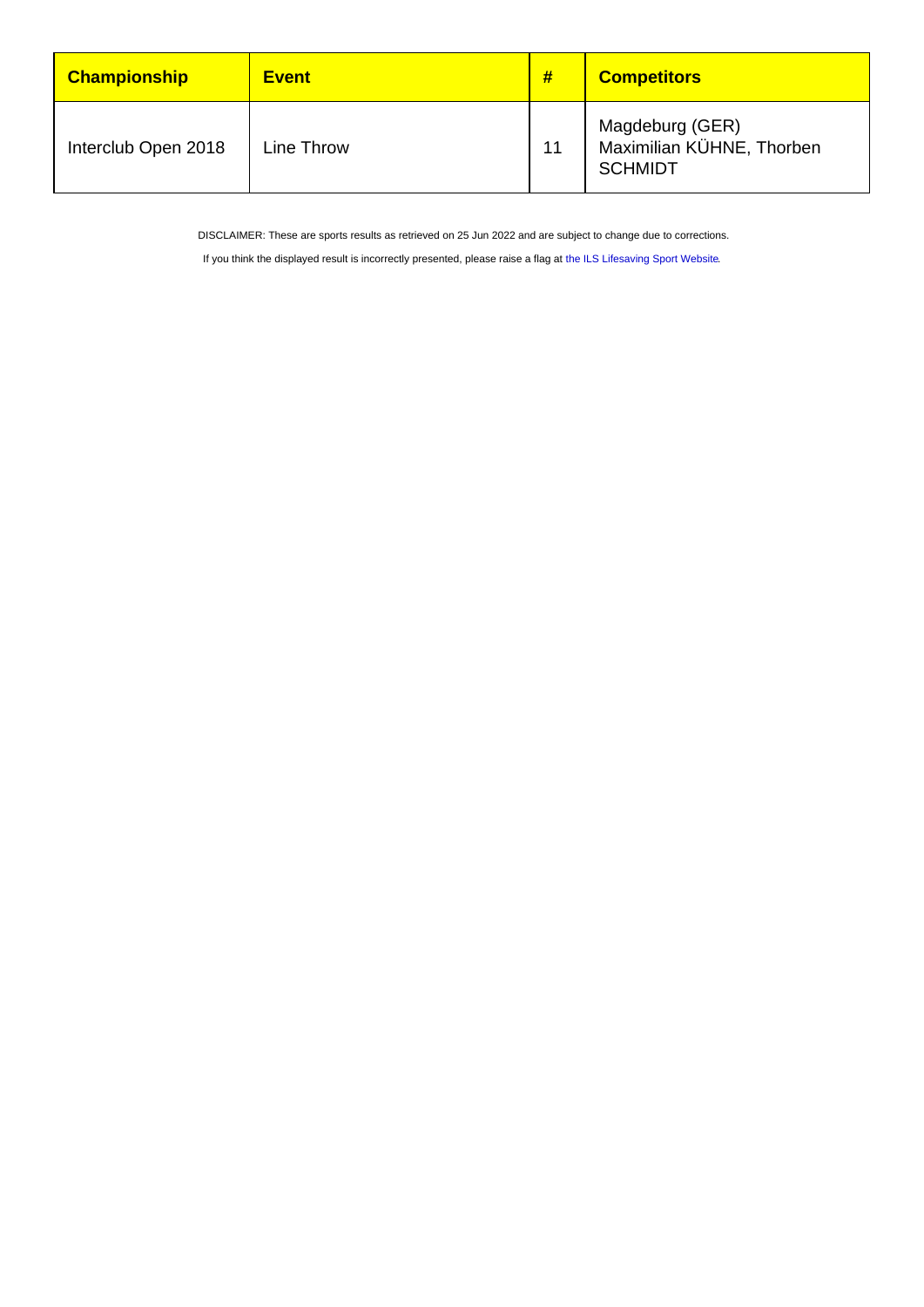| Championship | Event | # | Competitors |
| --- | --- | --- | --- |
| Interclub Open 2018 | Line Throw | 11 | Magdeburg (GER) Maximilian KÜHNE, Thorben SCHMIDT |

DISCLAIMER: These are sports results as retrieved on 25 Jun 2022 and are subject to change due to corrections.

If you think the displayed result is incorrectly presented, please raise a flag at the ILS Lifesaving Sport Website.